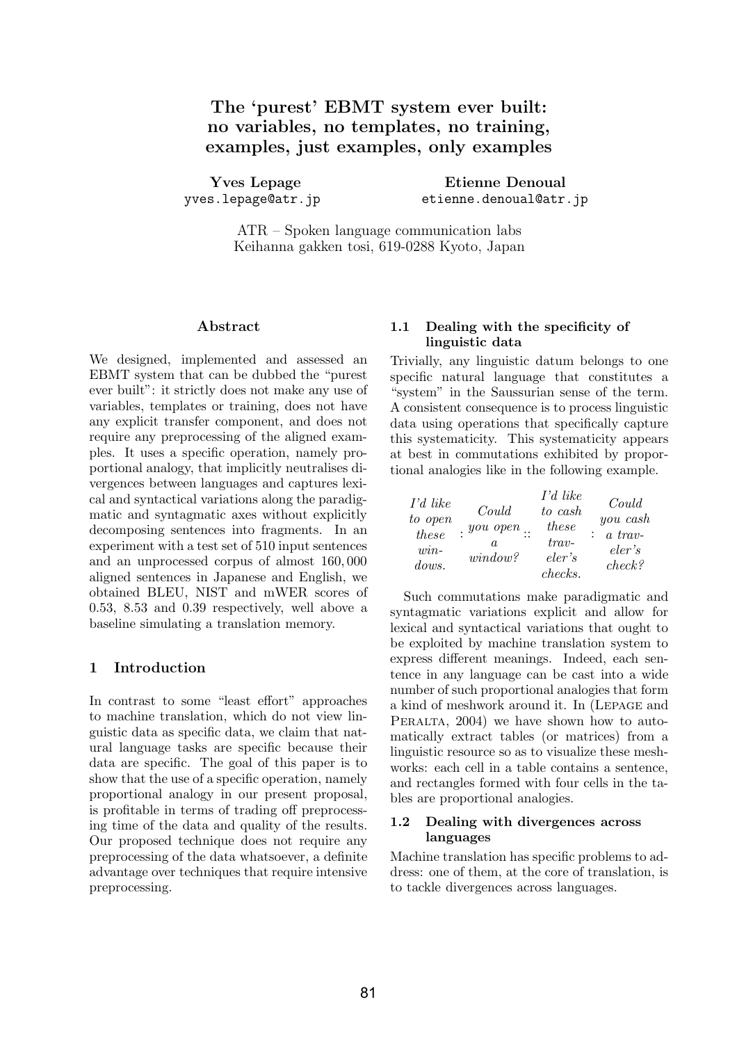# The 'purest' EBMT system ever built: no variables, no templates, no training, examples, just examples, only examples

**Yves Lepage**
yves.lepage@atr.jp

**Etienne Denoual**
etienne.denoual@atr.jp

ATR – Spoken language communication labs
Keihanna gakken tosi, 619-0288 Kyoto, Japan

## Abstract

We designed, implemented and assessed an EBMT system that can be dubbed the "purest ever built": it strictly does not make any use of variables, templates or training, does not have any explicit transfer component, and does not require any preprocessing of the aligned examples. It uses a specific operation, namely proportional analogy, that implicitly neutralises divergences between languages and captures lexical and syntactical variations along the paradigmatic and syntagmatic axes without explicitly decomposing sentences into fragments. In an experiment with a test set of 510 input sentences and an unprocessed corpus of almost 160,000 aligned sentences in Japanese and English, we obtained BLEU, NIST and mWER scores of 0.53, 8.53 and 0.39 respectively, well above a baseline simulating a translation memory.

## 1 Introduction

In contrast to some "least effort" approaches to machine translation, which do not view linguistic data as specific data, we claim that natural language tasks are specific because their data are specific. The goal of this paper is to show that the use of a specific operation, namely proportional analogy in our present proposal, is profitable in terms of trading off preprocessing time of the data and quality of the results. Our proposed technique does not require any preprocessing of the data whatsoever, a definite advantage over techniques that require intensive preprocessing.

### 1.1 Dealing with the specificity of linguistic data

Trivially, any linguistic datum belongs to one specific natural language that constitutes a "system" in the Saussurian sense of the term. A consistent consequence is to process linguistic data using operations that specifically capture this systematicity. This systematicity appears at best in commutations exhibited by proportional analogies like in the following example.

*I'd like to open these windows.* : *Could you open a window?* :: *I'd like to cash these traveler's checks.* : *Could you cash a traveler's check?*

Such commutations make paradigmatic and syntagmatic variations explicit and allow for lexical and syntactical variations that ought to be exploited by machine translation system to express different meanings. Indeed, each sentence in any language can be cast into a wide number of such proportional analogies that form a kind of meshwork around it. In (Lepage and Peralta, 2004) we have shown how to automatically extract tables (or matrices) from a linguistic resource so as to visualize these meshworks: each cell in a table contains a sentence, and rectangles formed with four cells in the tables are proportional analogies.

### 1.2 Dealing with divergences across languages

Machine translation has specific problems to address: one of them, at the core of translation, is to tackle divergences across languages.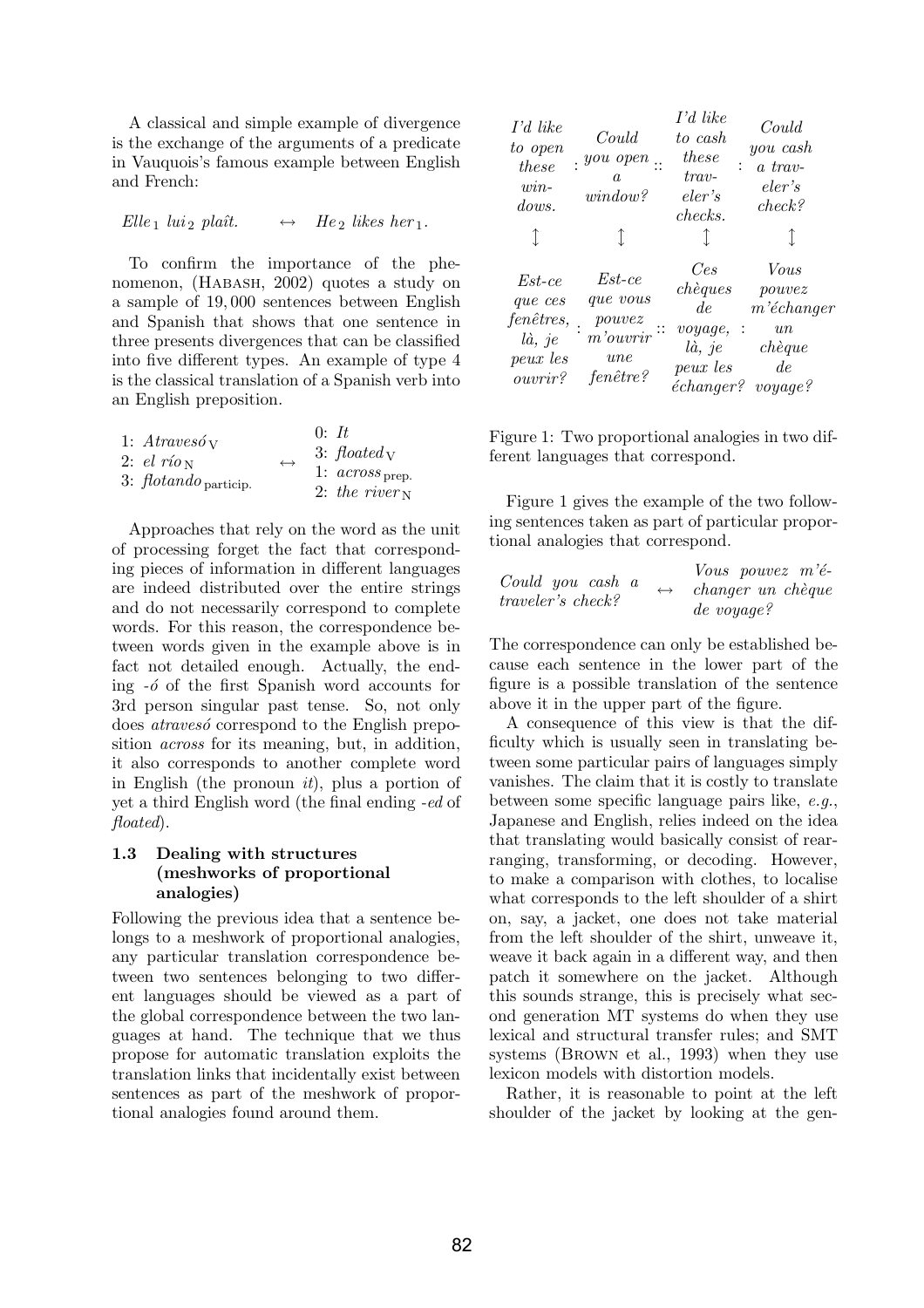A classical and simple example of divergence is the exchange of the arguments of a predicate in Vauquois's famous example between English and French:

*Elle*$_1$ *lui*$_2$ *plaît.* $\leftrightarrow$ *He*$_2$ *likes her*$_1$.

To confirm the importance of the phenomenon, (Habash, 2002) quotes a study on a sample of 19,000 sentences between English and Spanish that shows that one sentence in three presents divergences that can be classified into five different types. An example of type 4 is the classical translation of a Spanish verb into an English preposition.

| Spanish | | English |
|---|---|---|
| 1: *Atravesó*$_{\text{V}}$ | $\leftrightarrow$ | 0: *It* |
| 2: *el río*$_{\text{N}}$ | | 3: *floated*$_{\text{V}}$ |
| 3: *flotando*$_{\text{particip.}}$ | | 1: *across*$_{\text{prep.}}$ |
| | | 2: *the river*$_{\text{N}}$ |

Approaches that rely on the word as the unit of processing forget the fact that corresponding pieces of information in different languages are indeed distributed over the entire strings and do not necessarily correspond to complete words. For this reason, the correspondence between words given in the example above is in fact not detailed enough. Actually, the ending *-ó* of the first Spanish word accounts for 3rd person singular past tense. So, not only does *atravesó* correspond to the English preposition *across* for its meaning, but, in addition, it also corresponds to another complete word in English (the pronoun *it*), plus a portion of yet a third English word (the final ending *-ed* of *floated*).

### 1.3 Dealing with structures (meshworks of proportional analogies)

Following the previous idea that a sentence belongs to a meshwork of proportional analogies, any particular translation correspondence between two sentences belonging to two different languages should be viewed as a part of the global correspondence between the two languages at hand. The technique that we thus propose for automatic translation exploits the translation links that incidentally exist between sentences as part of the meshwork of proportional analogies found around them.

| *I'd like to open these windows.* | : | *Could you open a window?* | :: | *I'd like to cash these traveler's checks.* | : | *Could you cash a traveler's check?* |
|---|---|---|---|---|---|---|
| $\updownarrow$ | | $\updownarrow$ | | $\updownarrow$ | | $\updownarrow$ |
| *Est-ce que ces fenêtres, là, je peux les ouvrir?* | : | *Est-ce que vous pouvez m'ouvrir une fenêtre?* | :: | *Ces chèques de voyage, là, je peux les échanger?* | : | *Vous pouvez m'échanger un chèque de voyage?* |

Figure 1: Two proportional analogies in two different languages that correspond.

Figure 1 gives the example of the two following sentences taken as part of particular proportional analogies that correspond.

*Could you cash a traveler's check?* $\leftrightarrow$ *Vous pouvez m'échanger un chèque de voyage?*

The correspondence can only be established because each sentence in the lower part of the figure is a possible translation of the sentence above it in the upper part of the figure.

A consequence of this view is that the difficulty which is usually seen in translating between some particular pairs of languages simply vanishes. The claim that it is costly to translate between some specific language pairs like, *e.g.*, Japanese and English, relies indeed on the idea that translating would basically consist of rearranging, transforming, or decoding. However, to make a comparison with clothes, to localise what corresponds to the left shoulder of a shirt on, say, a jacket, one does not take material from the left shoulder of the shirt, unweave it, weave it back again in a different way, and then patch it somewhere on the jacket. Although this sounds strange, this is precisely what second generation MT systems do when they use lexical and structural transfer rules; and SMT systems (Brown et al., 1993) when they use lexicon models with distortion models.

Rather, it is reasonable to point at the left shoulder of the jacket by looking at the gen-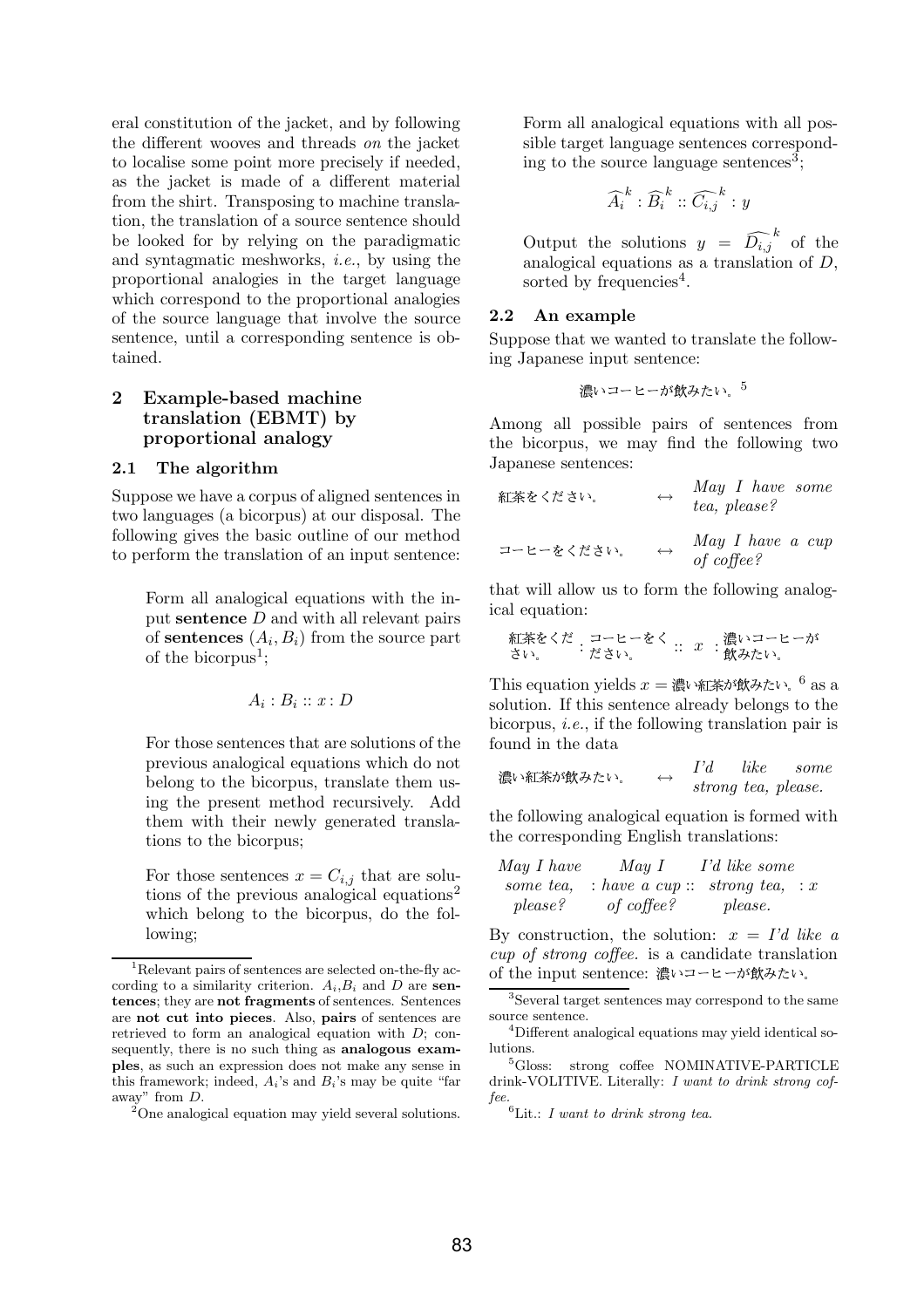eral constitution of the jacket, and by following the different wooves and threads *on* the jacket to localise some point more precisely if needed, as the jacket is made of a different material from the shirt. Transposing to machine translation, the translation of a source sentence should be looked for by relying on the paradigmatic and syntagmatic meshworks, *i.e.*, by using the proportional analogies in the target language which correspond to the proportional analogies of the source language that involve the source sentence, until a corresponding sentence is obtained.

## 2 Example-based machine translation (EBMT) by proportional analogy

### 2.1 The algorithm

Suppose we have a corpus of aligned sentences in two languages (a bicorpus) at our disposal. The following gives the basic outline of our method to perform the translation of an input sentence:

> Form all analogical equations with the input **sentence** $D$ and with all relevant pairs of **sentences** $(A_i, B_i)$ from the source part of the bicorpus[1];
>
> $$A_i : B_i :: x : D$$
>
> For those sentences that are solutions of the previous analogical equations which do not belong to the bicorpus, translate them using the present method recursively. Add them with their newly generated translations to the bicorpus;
>
> For those sentences $x = C_{i,j}$ that are solutions of the previous analogical equations[2] which belong to the bicorpus, do the following;
>
> Form all analogical equations with all possible target language sentences corresponding to the source language sentences[3];
>
> $$\widehat{A_i}^k : \widehat{B_i}^k :: \widehat{C_{i,j}}^k : y$$
>
> Output the solutions $y = \widehat{D_{i,j}}^k$ of the analogical equations as a translation of $D$, sorted by frequencies[4].

### 2.2 An example

Suppose that we wanted to translate the following Japanese input sentence:

濃いコーヒーが飲みたい。[5]

Among all possible pairs of sentences from the bicorpus, we may find the following two Japanese sentences:

| | | |
|---|---|---|
| 紅茶をください。 | ↔ | *May I have some tea, please?* |
| コーヒーをください。 | ↔ | *May I have a cup of coffee?* |

that will allow us to form the following analogical equation:

紅茶をください。 : コーヒーをください。 :: $x$ : 濃いコーヒーが飲みたい。

This equation yields $x$ = 濃い紅茶が飲みたい。[6] as a solution. If this sentence already belongs to the bicorpus, *i.e.*, if the following translation pair is found in the data

| | | |
|---|---|---|
| 濃い紅茶が飲みたい。 | ↔ | *I'd like some strong tea, please.* |

the following analogical equation is formed with the corresponding English translations:

*May I have some tea, please?* : *May I have a cup of coffee?* :: *I'd like some strong tea, please.* : $x$

By construction, the solution: $x$ = *I'd like a cup of strong coffee.* is a candidate translation of the input sentence: 濃いコーヒーが飲みたい。

[1] Relevant pairs of sentences are selected on-the-fly according to a similarity criterion. $A_i$,$B_i$ and $D$ are **sentences**; they are **not fragments** of sentences. Sentences are **not cut into pieces**. Also, **pairs** of sentences are retrieved to form an analogical equation with $D$; consequently, there is no such thing as **analogous examples**, as such an expression does not make any sense in this framework; indeed, $A_i$'s and $B_i$'s may be quite "far away" from $D$.

[2] One analogical equation may yield several solutions.

[3] Several target sentences may correspond to the same source sentence.

[4] Different analogical equations may yield identical solutions.

[5] Gloss: strong coffee NOMINATIVE-PARTICLE drink-VOLITIVE. Literally: *I want to drink strong coffee.*

[6] Lit.: *I want to drink strong tea.*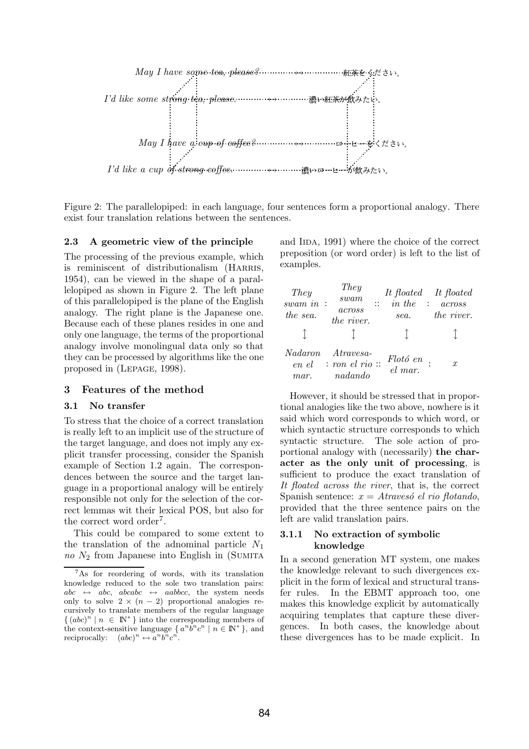*May I have some tea, please?* ↔ 紅茶をください。

*I'd like some strong tea, please.* ↔ 濃い紅茶が飲みたい。

*May I have a cup of coffee?* ↔ コーヒーをください。

*I'd like a cup of strong coffee.* ↔ 濃いコーヒーが飲みたい。

Figure 2: The parallelopiped: in each language, four sentences form a proportional analogy. There exist four translation relations between the sentences.

### 2.3 A geometric view of the principle

The processing of the previous example, which is reminiscent of distributionalism (Harris, 1954), can be viewed in the shape of a parallelopiped as shown in Figure 2. The left plane of this parallelopiped is the plane of the English analogy. The right plane is the Japanese one. Because each of these planes resides in one and only one language, the terms of the proportional analogy involve monolingual data only so that they can be processed by algorithms like the one proposed in (Lepage, 1998).

## 3 Features of the method

### 3.1 No transfer

To stress that the choice of a correct translation is really left to an implicit use of the structure of the target language, and does not imply any explicit transfer processing, consider the Spanish example of Section 1.2 again. The correspondences between the source and the target language in a proportional analogy will be entirely responsible not only for the selection of the correct lemmas wit their lexical POS, but also for the correct word order[7].

This could be compared to some extent to the translation of the adnominal particle $N_1$ *no* $N_2$ from Japanese into English in (Sumita and Iida, 1991) where the choice of the correct preposition (or word order) is left to the list of examples.

| *They swam in the sea.* | : | *They swam across the river.* | :: | *It floated in the sea.* | : | *It floated across the river.* |
|---|---|---|---|---|---|---|
| ↕ | | ↕ | | ↕ | | ↕ |
| *Nadaron en el mar.* | : | *Atravesaron el rio nadando* | :: | *Flotó en el mar.* | : | $x$ |

However, it should be stressed that in proportional analogies like the two above, nowhere is it said which word corresponds to which word, or which syntactic structure corresponds to which syntactic structure. The sole action of proportional analogy with (necessarily) **the character as the only unit of processing**, is sufficient to produce the exact translation of *It floated across the river*, that is, the correct Spanish sentence: $x$ = *Atravesó el rio flotando*, provided that the three sentence pairs on the left are valid translation pairs.

#### 3.1.1 No extraction of symbolic knowledge

In a second generation MT system, one makes the knowledge relevant to such divergences explicit in the form of lexical and structural transfer rules. In the EBMT approach too, one makes this knowledge explicit by automatically acquiring templates that capture these divergences. In both cases, the knowledge about these divergences has to be made explicit. In

[7] As for reordering of words, with its translation knowledge reduced to the sole two translation pairs: $abc \leftrightarrow abc$, $abcabc \leftrightarrow aabbcc$, the system needs only to solve $2 \times (n-2)$ proportional analogies recursively to translate members of the regular language $\{ (abc)^n \mid n \in \mathbb{N}^* \}$ into the corresponding members of the context-sensitive language $\{ a^n b^n c^n \mid n \in \mathbb{N}^* \}$, and reciprocally: $(abc)^n \leftrightarrow a^n b^n c^n$.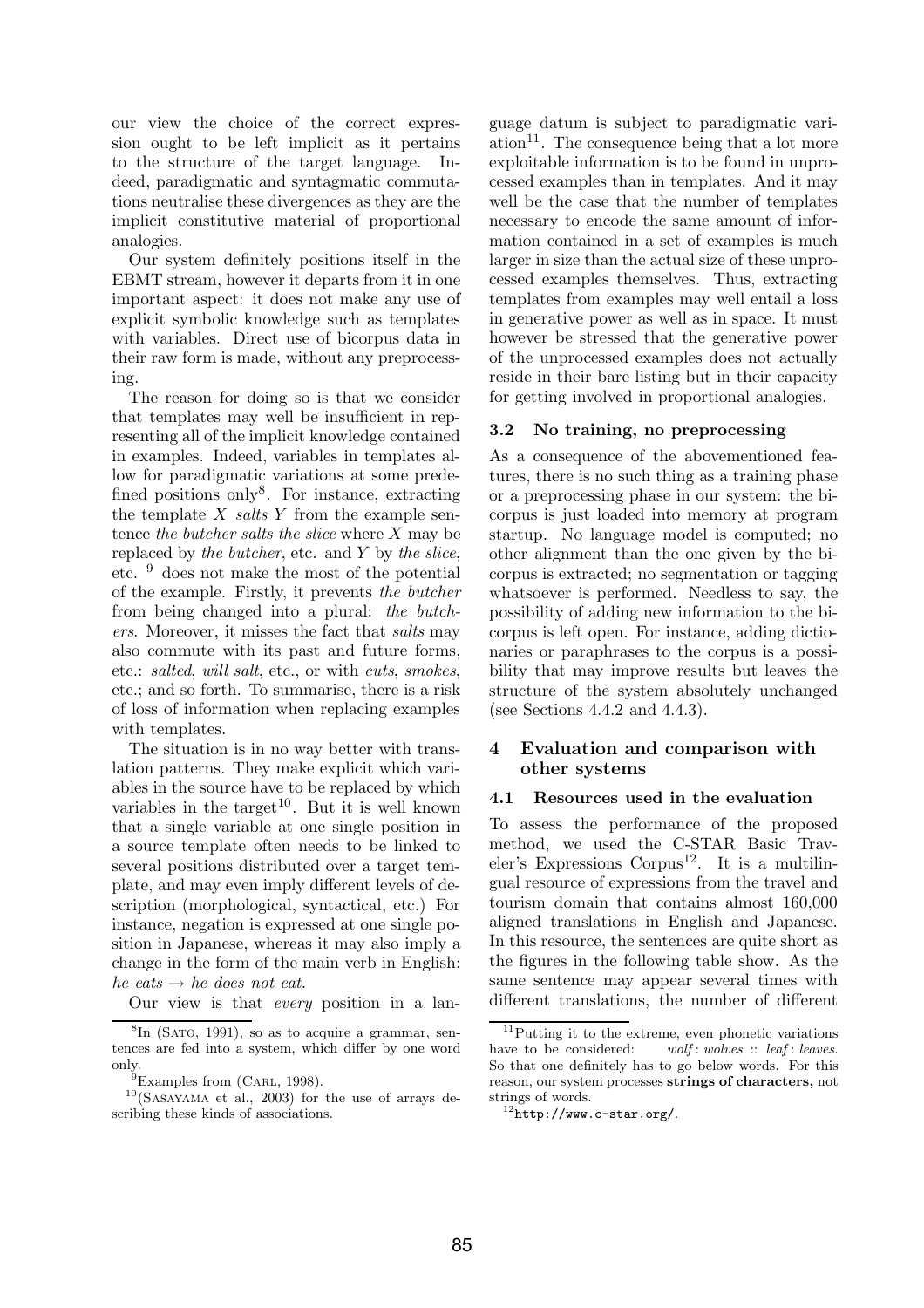our view the choice of the correct expression ought to be left implicit as it pertains to the structure of the target language. Indeed, paradigmatic and syntagmatic commutations neutralise these divergences as they are the implicit constitutive material of proportional analogies.

Our system definitely positions itself in the EBMT stream, however it departs from it in one important aspect: it does not make any use of explicit symbolic knowledge such as templates with variables. Direct use of bicorpus data in their raw form is made, without any preprocessing.

The reason for doing so is that we consider that templates may well be insufficient in representing all of the implicit knowledge contained in examples. Indeed, variables in templates allow for paradigmatic variations at some predefined positions only[8]. For instance, extracting the template $X$ *salts* $Y$ from the example sentence *the butcher salts the slice* where $X$ may be replaced by *the butcher*, etc. and $Y$ by *the slice*, etc. [9] does not make the most of the potential of the example. Firstly, it prevents *the butcher* from being changed into a plural: *the butchers*. Moreover, it misses the fact that *salts* may also commute with its past and future forms, etc.: *salted*, *will salt*, etc., or with *cuts*, *smokes*, etc.; and so forth. To summarise, there is a risk of loss of information when replacing examples with templates.

The situation is in no way better with translation patterns. They make explicit which variables in the source have to be replaced by which variables in the target[10]. But it is well known that a single variable at one single position in a source template often needs to be linked to several positions distributed over a target template, and may even imply different levels of description (morphological, syntactical, etc.) For instance, negation is expressed at one single position in Japanese, whereas it may also imply a change in the form of the main verb in English: *he eats* → *he does not eat.*

Our view is that *every* position in a language datum is subject to paradigmatic variation[11]. The consequence being that a lot more exploitable information is to be found in unprocessed examples than in templates. And it may well be the case that the number of templates necessary to encode the same amount of information contained in a set of examples is much larger in size than the actual size of these unprocessed examples themselves. Thus, extracting templates from examples may well entail a loss in generative power as well as in space. It must however be stressed that the generative power of the unprocessed examples does not actually reside in their bare listing but in their capacity for getting involved in proportional analogies.

### 3.2 No training, no preprocessing

As a consequence of the abovementioned features, there is no such thing as a training phase or a preprocessing phase in our system: the bicorpus is just loaded into memory at program startup. No language model is computed; no other alignment than the one given by the bicorpus is extracted; no segmentation or tagging whatsoever is performed. Needless to say, the possibility of adding new information to the bicorpus is left open. For instance, adding dictionaries or paraphrases to the corpus is a possibility that may improve results but leaves the structure of the system absolutely unchanged (see Sections 4.4.2 and 4.4.3).

## 4 Evaluation and comparison with other systems

### 4.1 Resources used in the evaluation

To assess the performance of the proposed method, we used the C-STAR Basic Traveler's Expressions Corpus[12]. It is a multilingual resource of expressions from the travel and tourism domain that contains almost 160,000 aligned translations in English and Japanese. In this resource, the sentences are quite short as the figures in the following table show. As the same sentence may appear several times with different translations, the number of different

---

[8] In (Sato, 1991), so as to acquire a grammar, sentences are fed into a system, which differ by one word only.

[9] Examples from (Carl, 1998).

[10] (Sasayama et al., 2003) for the use of arrays describing these kinds of associations.

[11] Putting it to the extreme, even phonetic variations have to be considered: *wolf* : *wolves* :: *leaf* : *leaves*. So that one definitely has to go below words. For this reason, our system processes **strings of characters,** not strings of words.

[12] `http://www.c-star.org/`.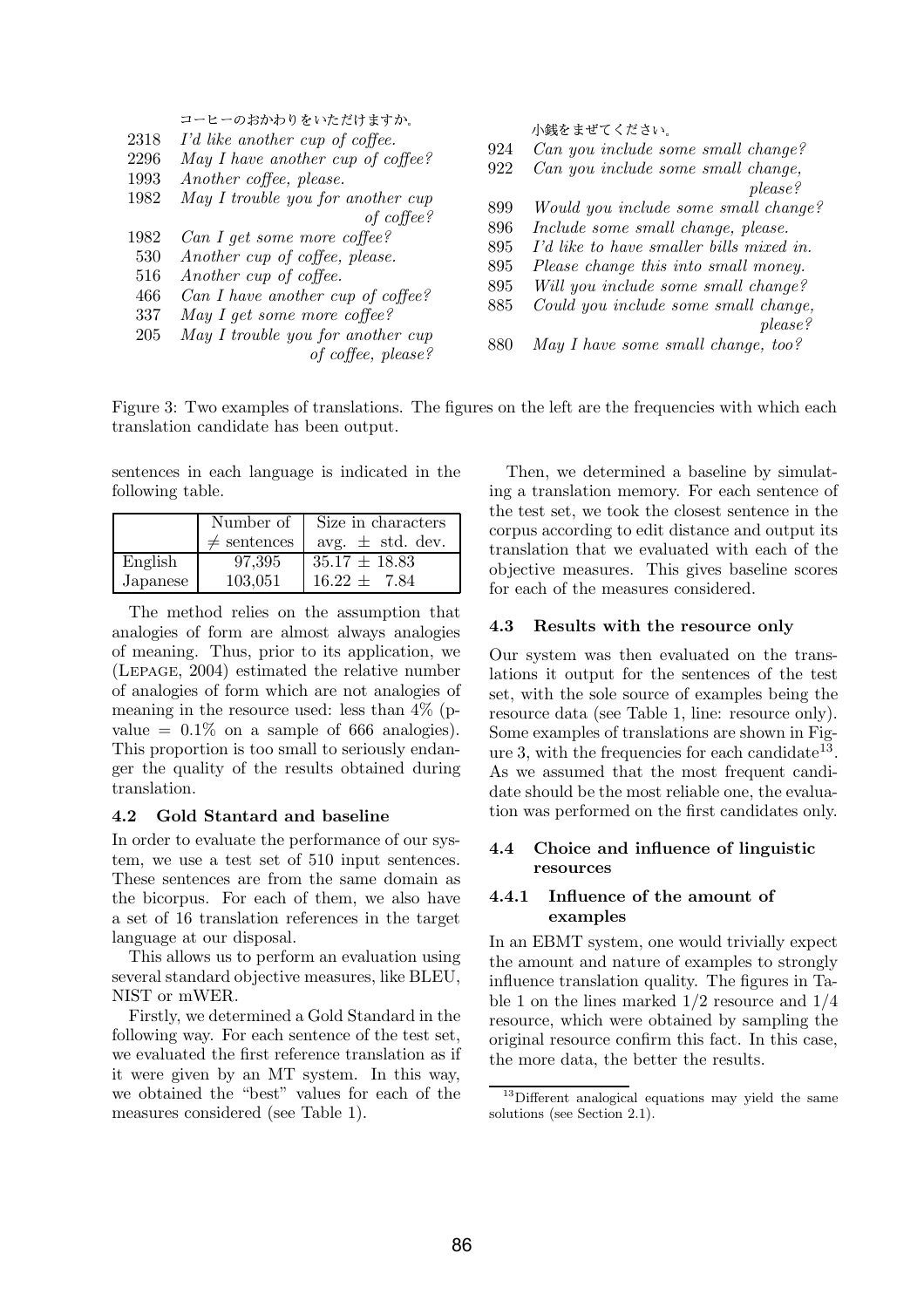コーヒーのおかわりをいただけますか。

| | |
|---|---|
| 2318 | *I'd like another cup of coffee.* |
| 2296 | *May I have another cup of coffee?* |
| 1993 | *Another coffee, please.* |
| 1982 | *May I trouble you for another cup of coffee?* |
| 1982 | *Can I get some more coffee?* |
| 530 | *Another cup of coffee, please.* |
| 516 | *Another cup of coffee.* |
| 466 | *Can I have another cup of coffee?* |
| 337 | *May I get some more coffee?* |
| 205 | *May I trouble you for another cup of coffee, please?* |

小銭をまぜてください。

| | |
|---|---|
| 924 | *Can you include some small change?* |
| 922 | *Can you include some small change, please?* |
| 899 | *Would you include some small change?* |
| 896 | *Include some small change, please.* |
| 895 | *I'd like to have smaller bills mixed in.* |
| 895 | *Please change this into small money.* |
| 895 | *Will you include some small change?* |
| 885 | *Could you include some small change, please?* |
| 880 | *May I have some small change, too?* |

Figure 3: Two examples of translations. The figures on the left are the frequencies with which each translation candidate has been output.

sentences in each language is indicated in the following table.

| | Number of $\neq$ sentences | Size in characters avg. $\pm$ std. dev. |
|---|---|---|
| English | 97,395 | $35.17 \pm 18.83$ |
| Japanese | 103,051 | $16.22 \pm 7.84$ |

The method relies on the assumption that analogies of form are almost always analogies of meaning. Thus, prior to its application, we (Lepage, 2004) estimated the relative number of analogies of form which are not analogies of meaning in the resource used: less than 4% (p-value = 0.1% on a sample of 666 analogies). This proportion is too small to seriously endanger the quality of the results obtained during translation.

### 4.2 Gold Stantard and baseline

In order to evaluate the performance of our system, we use a test set of 510 input sentences. These sentences are from the same domain as the bicorpus. For each of them, we also have a set of 16 translation references in the target language at our disposal.

This allows us to perform an evaluation using several standard objective measures, like BLEU, NIST or mWER.

Firstly, we determined a Gold Standard in the following way. For each sentence of the test set, we evaluated the first reference translation as if it were given by an MT system. In this way, we obtained the "best" values for each of the measures considered (see Table 1).

Then, we determined a baseline by simulating a translation memory. For each sentence of the test set, we took the closest sentence in the corpus according to edit distance and output its translation that we evaluated with each of the objective measures. This gives baseline scores for each of the measures considered.

### 4.3 Results with the resource only

Our system was then evaluated on the translations it output for the sentences of the test set, with the sole source of examples being the resource data (see Table 1, line: resource only). Some examples of translations are shown in Figure 3, with the frequencies for each candidate[13]. As we assumed that the most frequent candidate should be the most reliable one, the evaluation was performed on the first candidates only.

### 4.4 Choice and influence of linguistic resources

#### 4.4.1 Influence of the amount of examples

In an EBMT system, one would trivially expect the amount and nature of examples to strongly influence translation quality. The figures in Table 1 on the lines marked 1/2 resource and 1/4 resource, which were obtained by sampling the original resource confirm this fact. In this case, the more data, the better the results.

[13] Different analogical equations may yield the same solutions (see Section 2.1).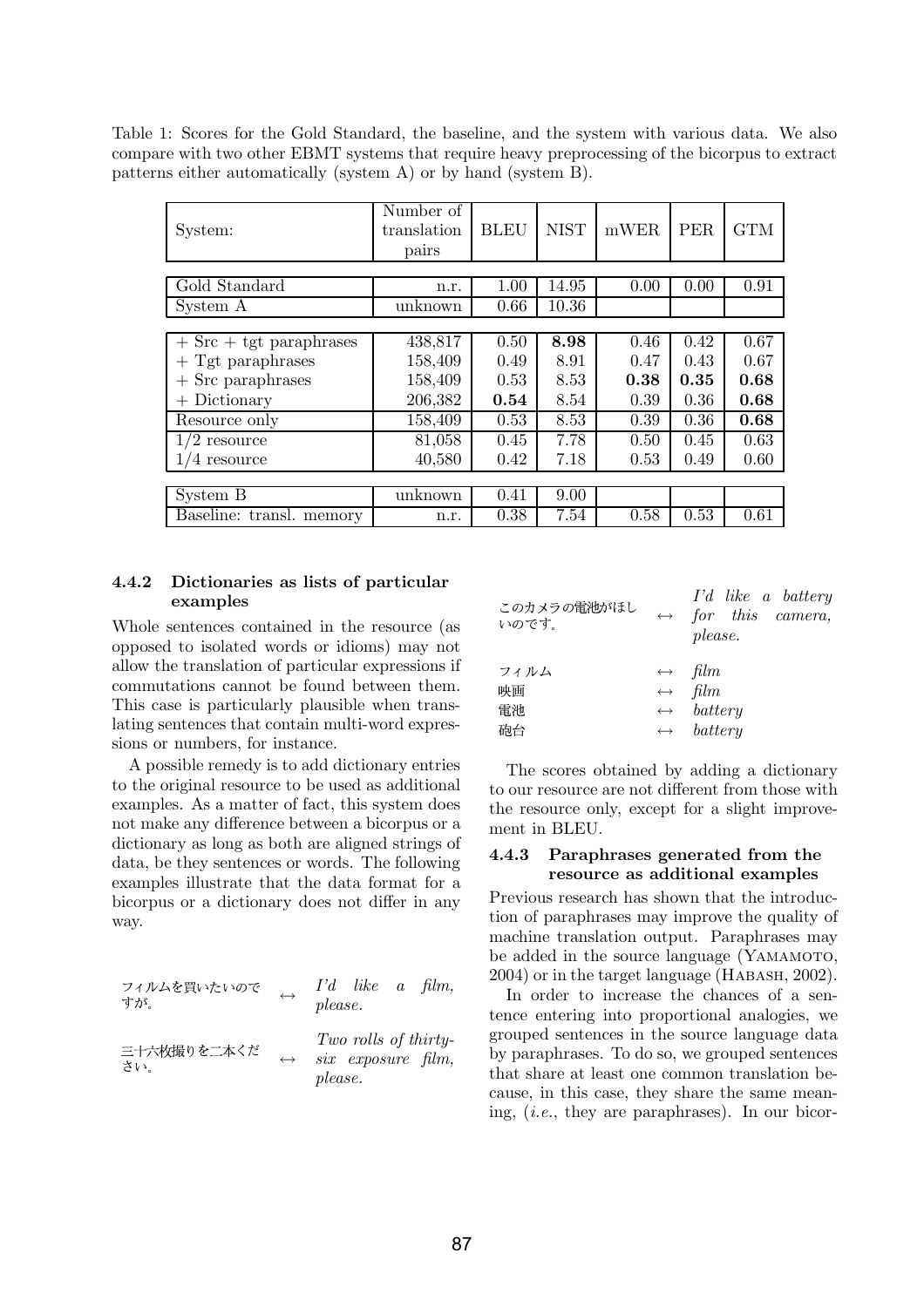Table 1: Scores for the Gold Standard, the baseline, and the system with various data. We also compare with two other EBMT systems that require heavy preprocessing of the bicorpus to extract patterns either automatically (system A) or by hand (system B).

| System: | Number of translation pairs | BLEU | NIST | mWER | PER | GTM |
|---|---|---|---|---|---|---|
| Gold Standard | n.r. | 1.00 | 14.95 | 0.00 | 0.00 | 0.91 |
| System A | unknown | 0.66 | 10.36 | | | |
| + Src + tgt paraphrases | 438,817 | 0.50 | **8.98** | 0.46 | 0.42 | 0.67 |
| + Tgt paraphrases | 158,409 | 0.49 | 8.91 | 0.47 | 0.43 | 0.67 |
| + Src paraphrases | 158,409 | 0.53 | 8.53 | **0.38** | **0.35** | **0.68** |
| + Dictionary | 206,382 | **0.54** | 8.54 | 0.39 | 0.36 | **0.68** |
| Resource only | 158,409 | 0.53 | 8.53 | 0.39 | 0.36 | **0.68** |
| 1/2 resource | 81,058 | 0.45 | 7.78 | 0.50 | 0.45 | 0.63 |
| 1/4 resource | 40,580 | 0.42 | 7.18 | 0.53 | 0.49 | 0.60 |
| System B | unknown | 0.41 | 9.00 | | | |
| Baseline: transl. memory | n.r. | 0.38 | 7.54 | 0.58 | 0.53 | 0.61 |

#### 4.4.2 Dictionaries as lists of particular examples

Whole sentences contained in the resource (as opposed to isolated words or idioms) may not allow the translation of particular expressions if commutations cannot be found between them. This case is particularly plausible when translating sentences that contain multi-word expressions or numbers, for instance.

A possible remedy is to add dictionary entries to the original resource to be used as additional examples. As a matter of fact, this system does not make any difference between a bicorpus or a dictionary as long as both are aligned strings of data, be they sentences or words. The following examples illustrate that the data format for a bicorpus or a dictionary does not differ in any way.

| | | |
|---|---|---|
| フィルムを買いたいのですが。 | ↔ | *I'd like a film, please.* |
| 三十六枚撮りを二本ください。 | ↔ | *Two rolls of thirty-six exposure film, please.* |
| このカメラの電池がほしいのです。 | ↔ | *I'd like a battery for this camera, please.* |
| フィルム | ↔ | *film* |
| 映画 | ↔ | *film* |
| 電池 | ↔ | *battery* |
| 砲台 | ↔ | *battery* |

The scores obtained by adding a dictionary to our resource are not different from those with the resource only, except for a slight improvement in BLEU.

#### 4.4.3 Paraphrases generated from the resource as additional examples

Previous research has shown that the introduction of paraphrases may improve the quality of machine translation output. Paraphrases may be added in the source language (Yamamoto, 2004) or in the target language (Habash, 2002).

In order to increase the chances of a sentence entering into proportional analogies, we grouped sentences in the source language data by paraphrases. To do so, we grouped sentences that share at least one common translation because, in this case, they share the same meaning, (*i.e.*, they are paraphrases). In our bicor-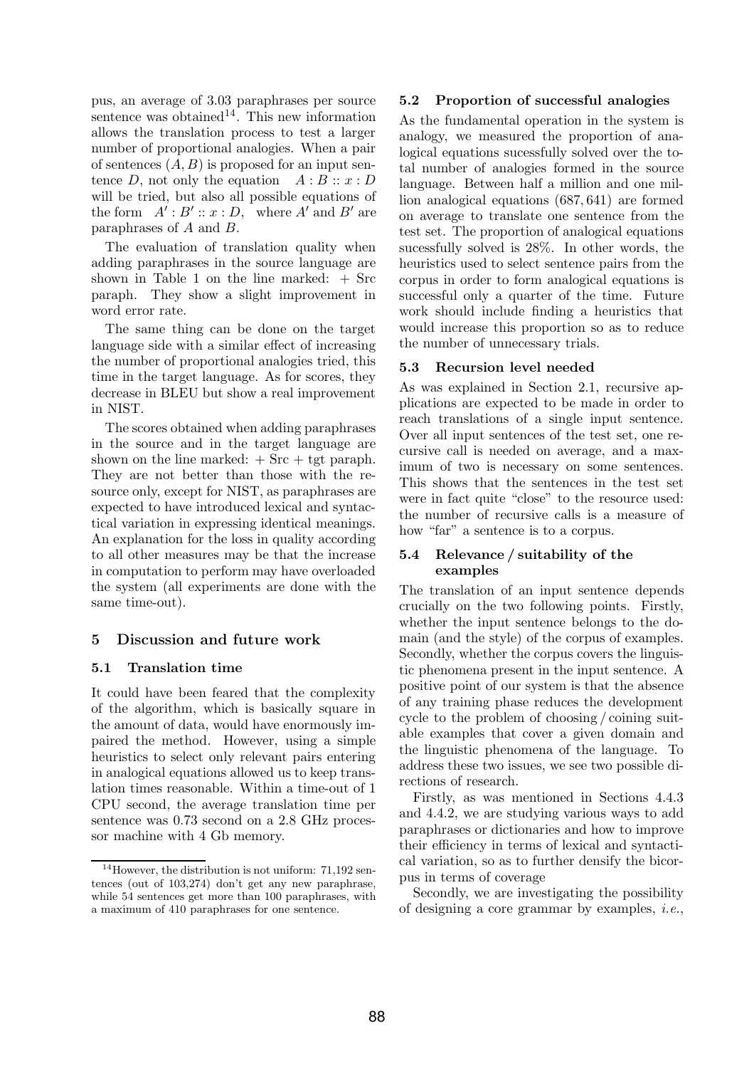pus, an average of 3.03 paraphrases per source sentence was obtained[14]. This new information allows the translation process to test a larger number of proportional analogies. When a pair of sentences $(A, B)$ is proposed for an input sentence $D$, not only the equation $A : B :: x : D$ will be tried, but also all possible equations of the form $A' : B' :: x : D$, where $A'$ and $B'$ are paraphrases of $A$ and $B$.

The evaluation of translation quality when adding paraphrases in the source language are shown in Table 1 on the line marked: + Src paraph. They show a slight improvement in word error rate.

The same thing can be done on the target language side with a similar effect of increasing the number of proportional analogies tried, this time in the target language. As for scores, they decrease in BLEU but show a real improvement in NIST.

The scores obtained when adding paraphrases in the source and in the target language are shown on the line marked: + Src + tgt paraph. They are not better than those with the resource only, except for NIST, as paraphrases are expected to have introduced lexical and syntactical variation in expressing identical meanings. An explanation for the loss in quality according to all other measures may be that the increase in computation to perform may have overloaded the system (all experiments are done with the same time-out).

## 5 Discussion and future work

### 5.1 Translation time

It could have been feared that the complexity of the algorithm, which is basically square in the amount of data, would have enormously impaired the method. However, using a simple heuristics to select only relevant pairs entering in analogical equations allowed us to keep translation times reasonable. Within a time-out of 1 CPU second, the average translation time per sentence was 0.73 second on a 2.8 GHz processor machine with 4 Gb memory.

[14] However, the distribution is not uniform: 71,192 sentences (out of 103,274) don't get any new paraphrase, while 54 sentences get more than 100 paraphrases, with a maximum of 410 paraphrases for one sentence.

### 5.2 Proportion of successful analogies

As the fundamental operation in the system is analogy, we measured the proportion of analogical equations sucessfully solved over the total number of analogies formed in the source language. Between half a million and one million analogical equations (687,641) are formed on average to translate one sentence from the test set. The proportion of analogical equations sucessfully solved is 28%. In other words, the heuristics used to select sentence pairs from the corpus in order to form analogical equations is successful only a quarter of the time. Future work should include finding a heuristics that would increase this proportion so as to reduce the number of unnecessary trials.

### 5.3 Recursion level needed

As was explained in Section 2.1, recursive applications are expected to be made in order to reach translations of a single input sentence. Over all input sentences of the test set, one recursive call is needed on average, and a maximum of two is necessary on some sentences. This shows that the sentences in the test set were in fact quite "close" to the resource used: the number of recursive calls is a measure of how "far" a sentence is to a corpus.

### 5.4 Relevance / suitability of the examples

The translation of an input sentence depends crucially on the two following points. Firstly, whether the input sentence belongs to the domain (and the style) of the corpus of examples. Secondly, whether the corpus covers the linguistic phenomena present in the input sentence. A positive point of our system is that the absence of any training phase reduces the development cycle to the problem of choosing / coining suitable examples that cover a given domain and the linguistic phenomena of the language. To address these two issues, we see two possible directions of research.

Firstly, as was mentioned in Sections 4.4.3 and 4.4.2, we are studying various ways to add paraphrases or dictionaries and how to improve their efficiency in terms of lexical and syntactical variation, so as to further densify the bicorpus in terms of coverage

Secondly, we are investigating the possibility of designing a core grammar by examples, *i.e.*,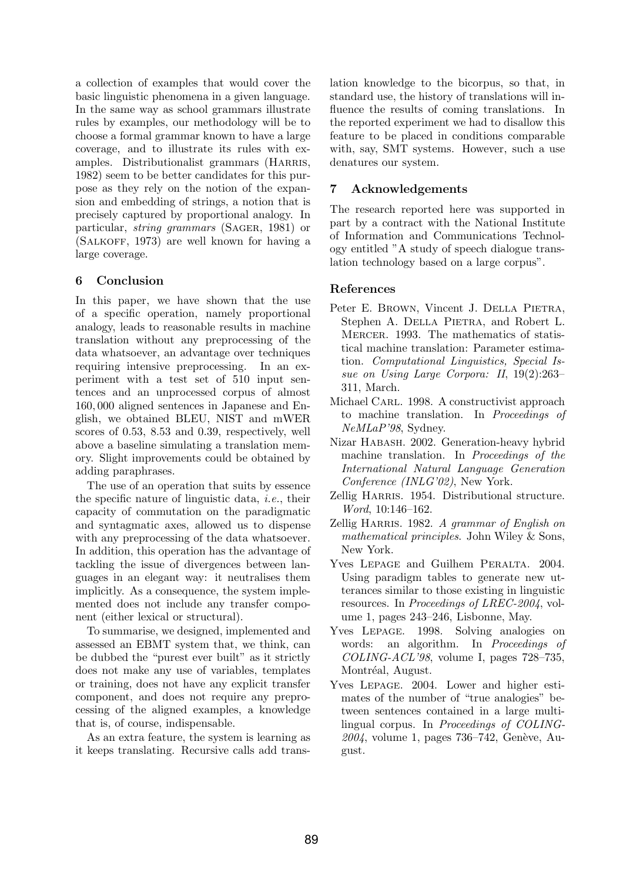a collection of examples that would cover the basic linguistic phenomena in a given language. In the same way as school grammars illustrate rules by examples, our methodology will be to choose a formal grammar known to have a large coverage, and to illustrate its rules with examples. Distributionalist grammars (Harris, 1982) seem to be better candidates for this purpose as they rely on the notion of the expansion and embedding of strings, a notion that is precisely captured by proportional analogy. In particular, *string grammars* (Sager, 1981) or (Salkoff, 1973) are well known for having a large coverage.

## 6 Conclusion

In this paper, we have shown that the use of a specific operation, namely proportional analogy, leads to reasonable results in machine translation without any preprocessing of the data whatsoever, an advantage over techniques requiring intensive preprocessing. In an experiment with a test set of 510 input sentences and an unprocessed corpus of almost 160,000 aligned sentences in Japanese and English, we obtained BLEU, NIST and mWER scores of 0.53, 8.53 and 0.39, respectively, well above a baseline simulating a translation memory. Slight improvements could be obtained by adding paraphrases.

The use of an operation that suits by essence the specific nature of linguistic data, *i.e.*, their capacity of commutation on the paradigmatic and syntagmatic axes, allowed us to dispense with any preprocessing of the data whatsoever. In addition, this operation has the advantage of tackling the issue of divergences between languages in an elegant way: it neutralises them implicitly. As a consequence, the system implemented does not include any transfer component (either lexical or structural).

To summarise, we designed, implemented and assessed an EBMT system that, we think, can be dubbed the "purest ever built" as it strictly does not make any use of variables, templates or training, does not have any explicit transfer component, and does not require any preprocessing of the aligned examples, a knowledge that is, of course, indispensable.

As an extra feature, the system is learning as it keeps translating. Recursive calls add translation knowledge to the bicorpus, so that, in standard use, the history of translations will influence the results of coming translations. In the reported experiment we had to disallow this feature to be placed in conditions comparable with, say, SMT systems. However, such a use denatures our system.

## 7 Acknowledgements

The research reported here was supported in part by a contract with the National Institute of Information and Communications Technology entitled "A study of speech dialogue translation technology based on a large corpus".

## References

Peter E. Brown, Vincent J. Della Pietra, Stephen A. Della Pietra, and Robert L. Mercer. 1993. The mathematics of statistical machine translation: Parameter estimation. *Computational Linguistics, Special Issue on Using Large Corpora: II*, 19(2):263–311, March.

Michael Carl. 1998. A constructivist approach to machine translation. In *Proceedings of NeMLaP'98*, Sydney.

Nizar Habash. 2002. Generation-heavy hybrid machine translation. In *Proceedings of the International Natural Language Generation Conference (INLG'02)*, New York.

Zellig Harris. 1954. Distributional structure. *Word*, 10:146–162.

Zellig Harris. 1982. *A grammar of English on mathematical principles*. John Wiley & Sons, New York.

Yves Lepage and Guilhem Peralta. 2004. Using paradigm tables to generate new utterances similar to those existing in linguistic resources. In *Proceedings of LREC-2004*, volume 1, pages 243–246, Lisbonne, May.

Yves Lepage. 1998. Solving analogies on words: an algorithm. In *Proceedings of COLING-ACL'98*, volume I, pages 728–735, Montréal, August.

Yves Lepage. 2004. Lower and higher estimates of the number of "true analogies" between sentences contained in a large multilingual corpus. In *Proceedings of COLING-2004*, volume 1, pages 736–742, Genève, August.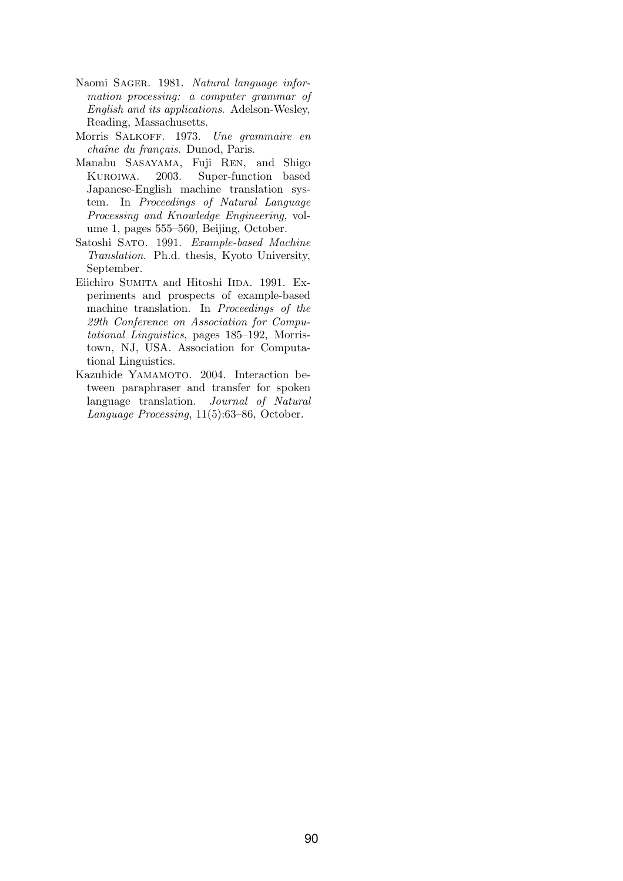Naomi Sager. 1981. *Natural language information processing: a computer grammar of English and its applications*. Adelson-Wesley, Reading, Massachusetts.

Morris Salkoff. 1973. *Une grammaire en chaîne du français*. Dunod, Paris.

Manabu Sasayama, Fuji Ren, and Shigo Kuroiwa. 2003. Super-function based Japanese-English machine translation system. In *Proceedings of Natural Language Processing and Knowledge Engineering*, volume 1, pages 555–560, Beijing, October.

Satoshi Sato. 1991. *Example-based Machine Translation*. Ph.d. thesis, Kyoto University, September.

Eiichiro Sumita and Hitoshi Iida. 1991. Experiments and prospects of example-based machine translation. In *Proceedings of the 29th Conference on Association for Computational Linguistics*, pages 185–192, Morristown, NJ, USA. Association for Computational Linguistics.

Kazuhide Yamamoto. 2004. Interaction between paraphraser and transfer for spoken language translation. *Journal of Natural Language Processing*, 11(5):63–86, October.